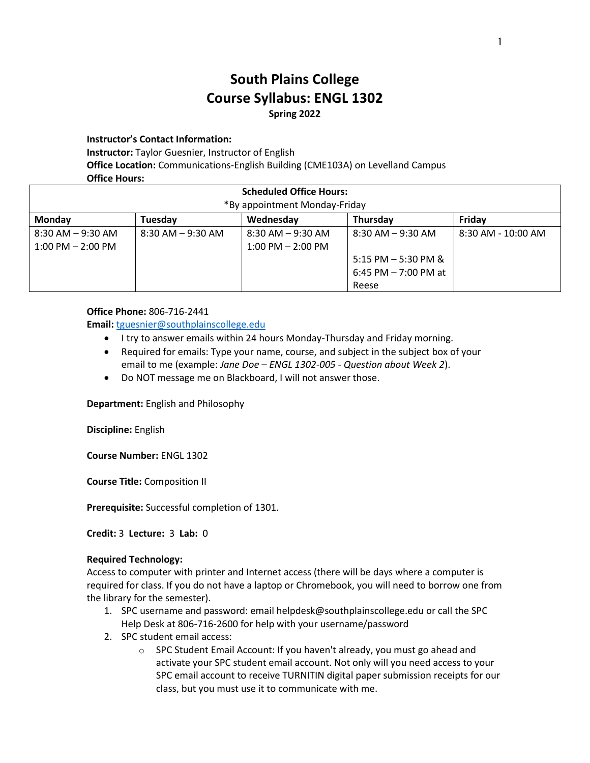# South Plains College
# Course Syllabus: ENGL 1302
**Spring 2022**

**Instructor's Contact Information:**
**Instructor:** Taylor Guesnier, Instructor of English
**Office Location:** Communications-English Building (CME103A) on Levelland Campus
**Office Hours:**

| **Scheduled Office Hours:** *By appointment Monday-Friday | | | | |
|---|---|---|---|---|
| **Monday** | **Tuesday** | **Wednesday** | **Thursday** | **Friday** |
| 8:30 AM – 9:30 AM<br>1:00 PM – 2:00 PM | 8:30 AM – 9:30 AM | 8:30 AM – 9:30 AM<br>1:00 PM – 2:00 PM | 8:30 AM – 9:30 AM<br><br>5:15 PM – 5:30 PM & 6:45 PM – 7:00 PM at Reese | 8:30 AM - 10:00 AM |

**Office Phone:** 806-716-2441
**Email:** tguesnier@southplainscollege.edu

- I try to answer emails within 24 hours Monday-Thursday and Friday morning.
- Required for emails: Type your name, course, and subject in the subject box of your email to me (example: *Jane Doe – ENGL 1302-005 - Question about Week 2*).
- Do NOT message me on Blackboard, I will not answer those.

**Department:** English and Philosophy

**Discipline:** English

**Course Number:** ENGL 1302

**Course Title:** Composition II

**Prerequisite:** Successful completion of 1301.

**Credit:** 3 **Lecture:** 3 **Lab:** 0

**Required Technology:**
Access to computer with printer and Internet access (there will be days where a computer is required for class. If you do not have a laptop or Chromebook, you will need to borrow one from the library for the semester).

1. SPC username and password: email helpdesk@southplainscollege.edu or call the SPC Help Desk at 806-716-2600 for help with your username/password
2. SPC student email access:
   - SPC Student Email Account: If you haven't already, you must go ahead and activate your SPC student email account. Not only will you need access to your SPC email account to receive TURNITIN digital paper submission receipts for our class, but you must use it to communicate with me.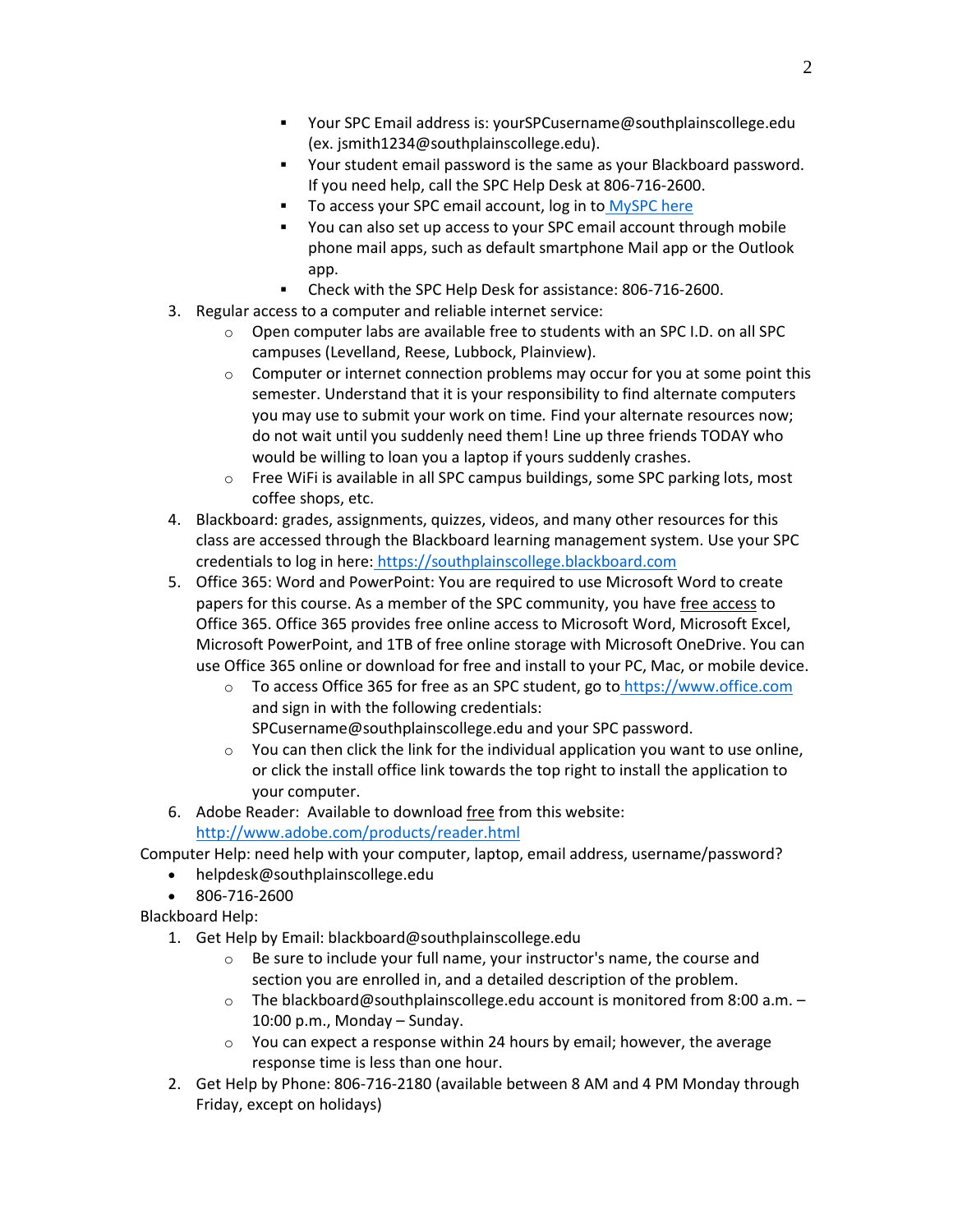- Your SPC Email address is: yourSPCusername@southplainscollege.edu (ex. jsmith1234@southplainscollege.edu).
        - Your student email password is the same as your Blackboard password. If you need help, call the SPC Help Desk at 806-716-2600.
        - To access your SPC email account, log in to [MySPC here]()
        - You can also set up access to your SPC email account through mobile phone mail apps, such as default smartphone Mail app or the Outlook app.
        - Check with the SPC Help Desk for assistance: 806-716-2600.
3. Regular access to a computer and reliable internet service:
    - Open computer labs are available free to students with an SPC I.D. on all SPC campuses (Levelland, Reese, Lubbock, Plainview).
    - Computer or internet connection problems may occur for you at some point this semester. Understand that it is your responsibility to find alternate computers you may use to submit your work on time. Find your alternate resources now; do not wait until you suddenly need them! Line up three friends TODAY who would be willing to loan you a laptop if yours suddenly crashes.
    - Free WiFi is available in all SPC campus buildings, some SPC parking lots, most coffee shops, etc.
4. Blackboard: grades, assignments, quizzes, videos, and many other resources for this class are accessed through the Blackboard learning management system. Use your SPC credentials to log in here: https://southplainscollege.blackboard.com
5. Office 365: Word and PowerPoint: You are required to use Microsoft Word to create papers for this course. As a member of the SPC community, you have free access to Office 365. Office 365 provides free online access to Microsoft Word, Microsoft Excel, Microsoft PowerPoint, and 1TB of free online storage with Microsoft OneDrive. You can use Office 365 online or download for free and install to your PC, Mac, or mobile device.
    - To access Office 365 for free as an SPC student, go to https://www.office.com and sign in with the following credentials: SPCusername@southplainscollege.edu and your SPC password.
    - You can then click the link for the individual application you want to use online, or click the install office link towards the top right to install the application to your computer.
6. Adobe Reader: Available to download free from this website: http://www.adobe.com/products/reader.html

Computer Help: need help with your computer, laptop, email address, username/password?

- helpdesk@southplainscollege.edu
- 806-716-2600

Blackboard Help:

1. Get Help by Email: blackboard@southplainscollege.edu
    - Be sure to include your full name, your instructor's name, the course and section you are enrolled in, and a detailed description of the problem.
    - The blackboard@southplainscollege.edu account is monitored from 8:00 a.m. – 10:00 p.m., Monday – Sunday.
    - You can expect a response within 24 hours by email; however, the average response time is less than one hour.
2. Get Help by Phone: 806-716-2180 (available between 8 AM and 4 PM Monday through Friday, except on holidays)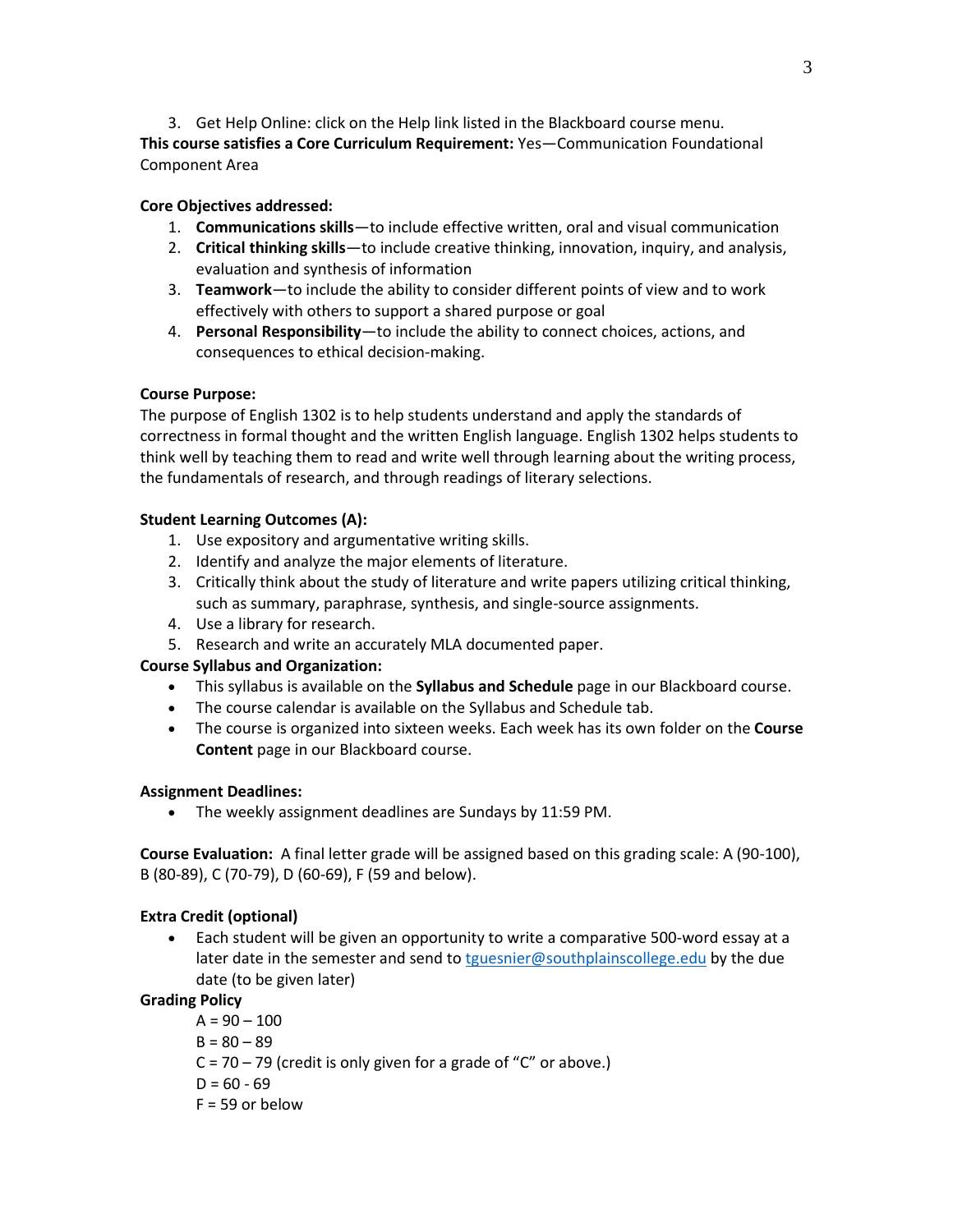3. Get Help Online: click on the Help link listed in the Blackboard course menu.

**This course satisfies a Core Curriculum Requirement:** Yes—Communication Foundational Component Area

**Core Objectives addressed:**

1. **Communications skills**—to include effective written, oral and visual communication
2. **Critical thinking skills**—to include creative thinking, innovation, inquiry, and analysis, evaluation and synthesis of information
3. **Teamwork**—to include the ability to consider different points of view and to work effectively with others to support a shared purpose or goal
4. **Personal Responsibility**—to include the ability to connect choices, actions, and consequences to ethical decision-making.

**Course Purpose:**

The purpose of English 1302 is to help students understand and apply the standards of correctness in formal thought and the written English language. English 1302 helps students to think well by teaching them to read and write well through learning about the writing process, the fundamentals of research, and through readings of literary selections.

**Student Learning Outcomes (A):**

1. Use expository and argumentative writing skills.
2. Identify and analyze the major elements of literature.
3. Critically think about the study of literature and write papers utilizing critical thinking, such as summary, paraphrase, synthesis, and single-source assignments.
4. Use a library for research.
5. Research and write an accurately MLA documented paper.

**Course Syllabus and Organization:**

- This syllabus is available on the **Syllabus and Schedule** page in our Blackboard course.
- The course calendar is available on the Syllabus and Schedule tab.
- The course is organized into sixteen weeks. Each week has its own folder on the **Course Content** page in our Blackboard course.

**Assignment Deadlines:**

- The weekly assignment deadlines are Sundays by 11:59 PM.

**Course Evaluation:** A final letter grade will be assigned based on this grading scale: A (90-100), B (80-89), C (70-79), D (60-69), F (59 and below).

**Extra Credit (optional)**

- Each student will be given an opportunity to write a comparative 500-word essay at a later date in the semester and send to tguesnier@southplainscollege.edu by the due date (to be given later)

**Grading Policy**

A = 90 – 100
B = 80 – 89
C = 70 – 79 (credit is only given for a grade of "C" or above.)
D = 60 - 69
F = 59 or below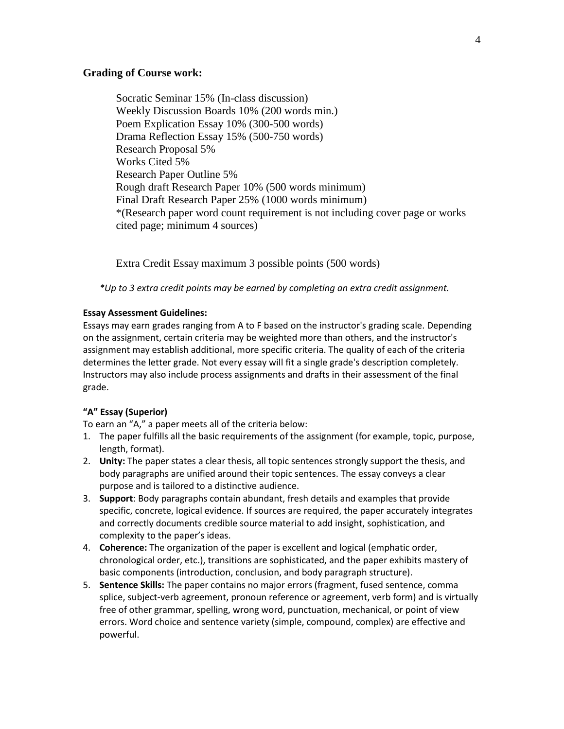## Grading of Course work:

Socratic Seminar 15% (In-class discussion)
Weekly Discussion Boards 10% (200 words min.)
Poem Explication Essay 10% (300-500 words)
Drama Reflection Essay 15% (500-750 words)
Research Proposal 5%
Works Cited 5%
Research Paper Outline 5%
Rough draft Research Paper 10% (500 words minimum)
Final Draft Research Paper 25% (1000 words minimum)
*(Research paper word count requirement is not including cover page or works cited page; minimum 4 sources)

Extra Credit Essay maximum 3 possible points (500 words)

*\*Up to 3 extra credit points may be earned by completing an extra credit assignment.*

**Essay Assessment Guidelines:**

Essays may earn grades ranging from A to F based on the instructor's grading scale. Depending on the assignment, certain criteria may be weighted more than others, and the instructor's assignment may establish additional, more specific criteria. The quality of each of the criteria determines the letter grade. Not every essay will fit a single grade's description completely. Instructors may also include process assignments and drafts in their assessment of the final grade.

**"A" Essay (Superior)**

To earn an "A," a paper meets all of the criteria below:

1. The paper fulfills all the basic requirements of the assignment (for example, topic, purpose, length, format).
2. **Unity:** The paper states a clear thesis, all topic sentences strongly support the thesis, and body paragraphs are unified around their topic sentences. The essay conveys a clear purpose and is tailored to a distinctive audience.
3. **Support**: Body paragraphs contain abundant, fresh details and examples that provide specific, concrete, logical evidence. If sources are required, the paper accurately integrates and correctly documents credible source material to add insight, sophistication, and complexity to the paper's ideas.
4. **Coherence:** The organization of the paper is excellent and logical (emphatic order, chronological order, etc.), transitions are sophisticated, and the paper exhibits mastery of basic components (introduction, conclusion, and body paragraph structure).
5. **Sentence Skills:** The paper contains no major errors (fragment, fused sentence, comma splice, subject-verb agreement, pronoun reference or agreement, verb form) and is virtually free of other grammar, spelling, wrong word, punctuation, mechanical, or point of view errors. Word choice and sentence variety (simple, compound, complex) are effective and powerful.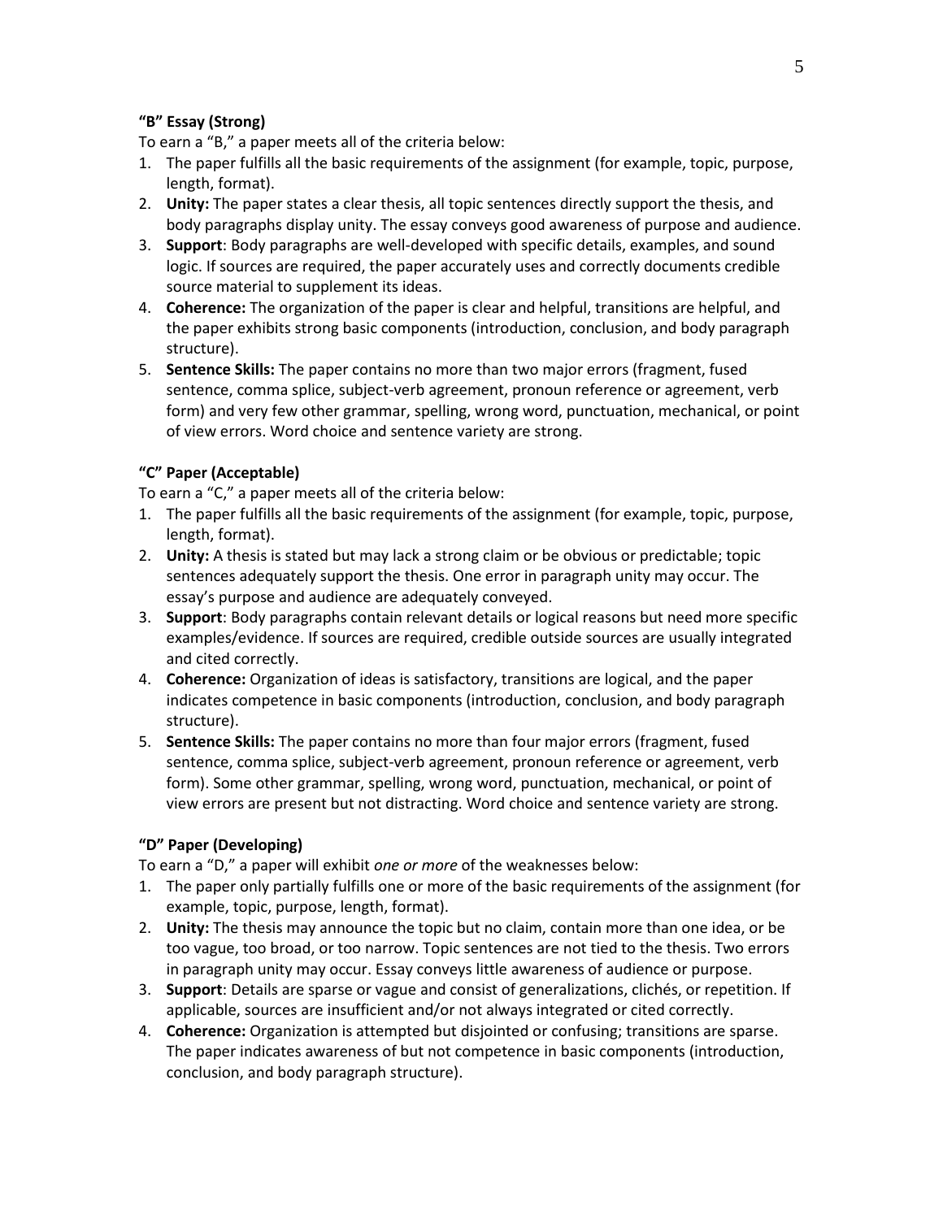**"B" Essay (Strong)**

To earn a "B," a paper meets all of the criteria below:

1. The paper fulfills all the basic requirements of the assignment (for example, topic, purpose, length, format).
2. **Unity:** The paper states a clear thesis, all topic sentences directly support the thesis, and body paragraphs display unity. The essay conveys good awareness of purpose and audience.
3. **Support**: Body paragraphs are well-developed with specific details, examples, and sound logic. If sources are required, the paper accurately uses and correctly documents credible source material to supplement its ideas.
4. **Coherence:** The organization of the paper is clear and helpful, transitions are helpful, and the paper exhibits strong basic components (introduction, conclusion, and body paragraph structure).
5. **Sentence Skills:** The paper contains no more than two major errors (fragment, fused sentence, comma splice, subject-verb agreement, pronoun reference or agreement, verb form) and very few other grammar, spelling, wrong word, punctuation, mechanical, or point of view errors. Word choice and sentence variety are strong.

**"C" Paper (Acceptable)**

To earn a "C," a paper meets all of the criteria below:

1. The paper fulfills all the basic requirements of the assignment (for example, topic, purpose, length, format).
2. **Unity:** A thesis is stated but may lack a strong claim or be obvious or predictable; topic sentences adequately support the thesis. One error in paragraph unity may occur. The essay's purpose and audience are adequately conveyed.
3. **Support**: Body paragraphs contain relevant details or logical reasons but need more specific examples/evidence. If sources are required, credible outside sources are usually integrated and cited correctly.
4. **Coherence:** Organization of ideas is satisfactory, transitions are logical, and the paper indicates competence in basic components (introduction, conclusion, and body paragraph structure).
5. **Sentence Skills:** The paper contains no more than four major errors (fragment, fused sentence, comma splice, subject-verb agreement, pronoun reference or agreement, verb form). Some other grammar, spelling, wrong word, punctuation, mechanical, or point of view errors are present but not distracting. Word choice and sentence variety are strong.

**"D" Paper (Developing)**

To earn a "D," a paper will exhibit *one or more* of the weaknesses below:

1. The paper only partially fulfills one or more of the basic requirements of the assignment (for example, topic, purpose, length, format).
2. **Unity:** The thesis may announce the topic but no claim, contain more than one idea, or be too vague, too broad, or too narrow. Topic sentences are not tied to the thesis. Two errors in paragraph unity may occur. Essay conveys little awareness of audience or purpose.
3. **Support**: Details are sparse or vague and consist of generalizations, clichés, or repetition. If applicable, sources are insufficient and/or not always integrated or cited correctly.
4. **Coherence:** Organization is attempted but disjointed or confusing; transitions are sparse. The paper indicates awareness of but not competence in basic components (introduction, conclusion, and body paragraph structure).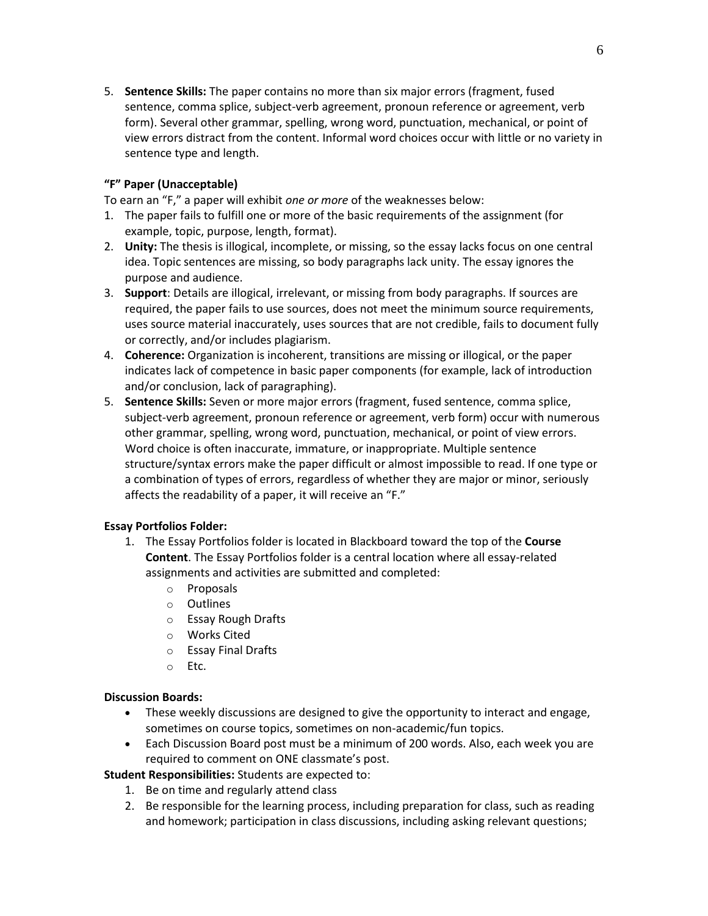5. **Sentence Skills:** The paper contains no more than six major errors (fragment, fused sentence, comma splice, subject-verb agreement, pronoun reference or agreement, verb form). Several other grammar, spelling, wrong word, punctuation, mechanical, or point of view errors distract from the content. Informal word choices occur with little or no variety in sentence type and length.

**"F" Paper (Unacceptable)**

To earn an "F," a paper will exhibit *one or more* of the weaknesses below:

1. The paper fails to fulfill one or more of the basic requirements of the assignment (for example, topic, purpose, length, format).
2. **Unity:** The thesis is illogical, incomplete, or missing, so the essay lacks focus on one central idea. Topic sentences are missing, so body paragraphs lack unity. The essay ignores the purpose and audience.
3. **Support**: Details are illogical, irrelevant, or missing from body paragraphs. If sources are required, the paper fails to use sources, does not meet the minimum source requirements, uses source material inaccurately, uses sources that are not credible, fails to document fully or correctly, and/or includes plagiarism.
4. **Coherence:** Organization is incoherent, transitions are missing or illogical, or the paper indicates lack of competence in basic paper components (for example, lack of introduction and/or conclusion, lack of paragraphing).
5. **Sentence Skills:** Seven or more major errors (fragment, fused sentence, comma splice, subject-verb agreement, pronoun reference or agreement, verb form) occur with numerous other grammar, spelling, wrong word, punctuation, mechanical, or point of view errors. Word choice is often inaccurate, immature, or inappropriate. Multiple sentence structure/syntax errors make the paper difficult or almost impossible to read. If one type or a combination of types of errors, regardless of whether they are major or minor, seriously affects the readability of a paper, it will receive an "F."

**Essay Portfolios Folder:**

1. The Essay Portfolios folder is located in Blackboard toward the top of the **Course Content**. The Essay Portfolios folder is a central location where all essay-related assignments and activities are submitted and completed:
   - Proposals
   - Outlines
   - Essay Rough Drafts
   - Works Cited
   - Essay Final Drafts
   - Etc.

**Discussion Boards:**

- These weekly discussions are designed to give the opportunity to interact and engage, sometimes on course topics, sometimes on non-academic/fun topics.
- Each Discussion Board post must be a minimum of 200 words. Also, each week you are required to comment on ONE classmate's post.

**Student Responsibilities:** Students are expected to:

1. Be on time and regularly attend class
2. Be responsible for the learning process, including preparation for class, such as reading and homework; participation in class discussions, including asking relevant questions;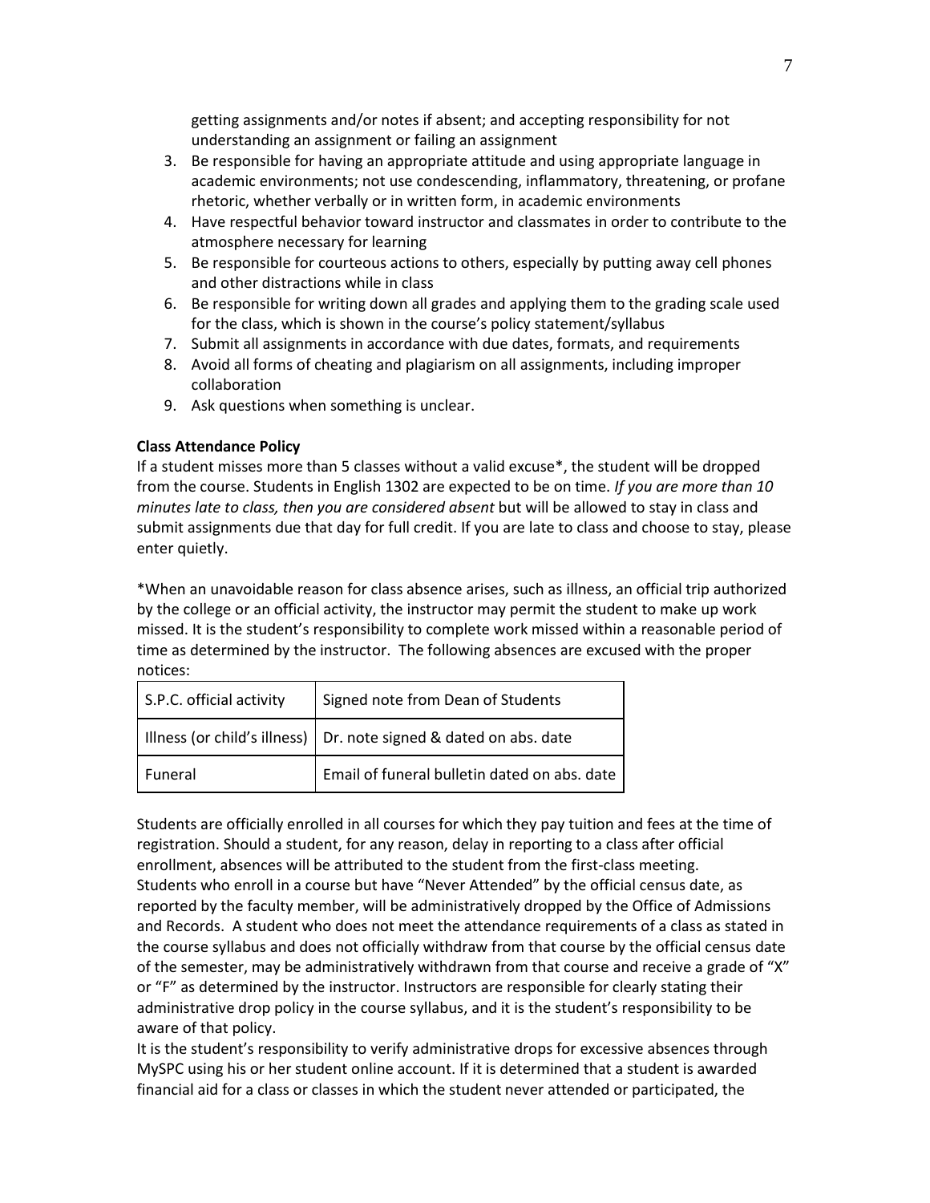getting assignments and/or notes if absent; and accepting responsibility for not understanding an assignment or failing an assignment

3. Be responsible for having an appropriate attitude and using appropriate language in academic environments; not use condescending, inflammatory, threatening, or profane rhetoric, whether verbally or in written form, in academic environments
4. Have respectful behavior toward instructor and classmates in order to contribute to the atmosphere necessary for learning
5. Be responsible for courteous actions to others, especially by putting away cell phones and other distractions while in class
6. Be responsible for writing down all grades and applying them to the grading scale used for the class, which is shown in the course's policy statement/syllabus
7. Submit all assignments in accordance with due dates, formats, and requirements
8. Avoid all forms of cheating and plagiarism on all assignments, including improper collaboration
9. Ask questions when something is unclear.

**Class Attendance Policy**

If a student misses more than 5 classes without a valid excuse*, the student will be dropped from the course. Students in English 1302 are expected to be on time. *If you are more than 10 minutes late to class, then you are considered absent* but will be allowed to stay in class and submit assignments due that day for full credit. If you are late to class and choose to stay, please enter quietly.

*When an unavoidable reason for class absence arises, such as illness, an official trip authorized by the college or an official activity, the instructor may permit the student to make up work missed. It is the student's responsibility to complete work missed within a reasonable period of time as determined by the instructor. The following absences are excused with the proper notices:

| S.P.C. official activity | Signed note from Dean of Students |
|---|---|
| Illness (or child's illness) | Dr. note signed & dated on abs. date |
| Funeral | Email of funeral bulletin dated on abs. date |

Students are officially enrolled in all courses for which they pay tuition and fees at the time of registration. Should a student, for any reason, delay in reporting to a class after official enrollment, absences will be attributed to the student from the first-class meeting.
Students who enroll in a course but have "Never Attended" by the official census date, as reported by the faculty member, will be administratively dropped by the Office of Admissions and Records. A student who does not meet the attendance requirements of a class as stated in the course syllabus and does not officially withdraw from that course by the official census date of the semester, may be administratively withdrawn from that course and receive a grade of "X" or "F" as determined by the instructor. Instructors are responsible for clearly stating their administrative drop policy in the course syllabus, and it is the student's responsibility to be aware of that policy.
It is the student's responsibility to verify administrative drops for excessive absences through MySPC using his or her student online account. If it is determined that a student is awarded financial aid for a class or classes in which the student never attended or participated, the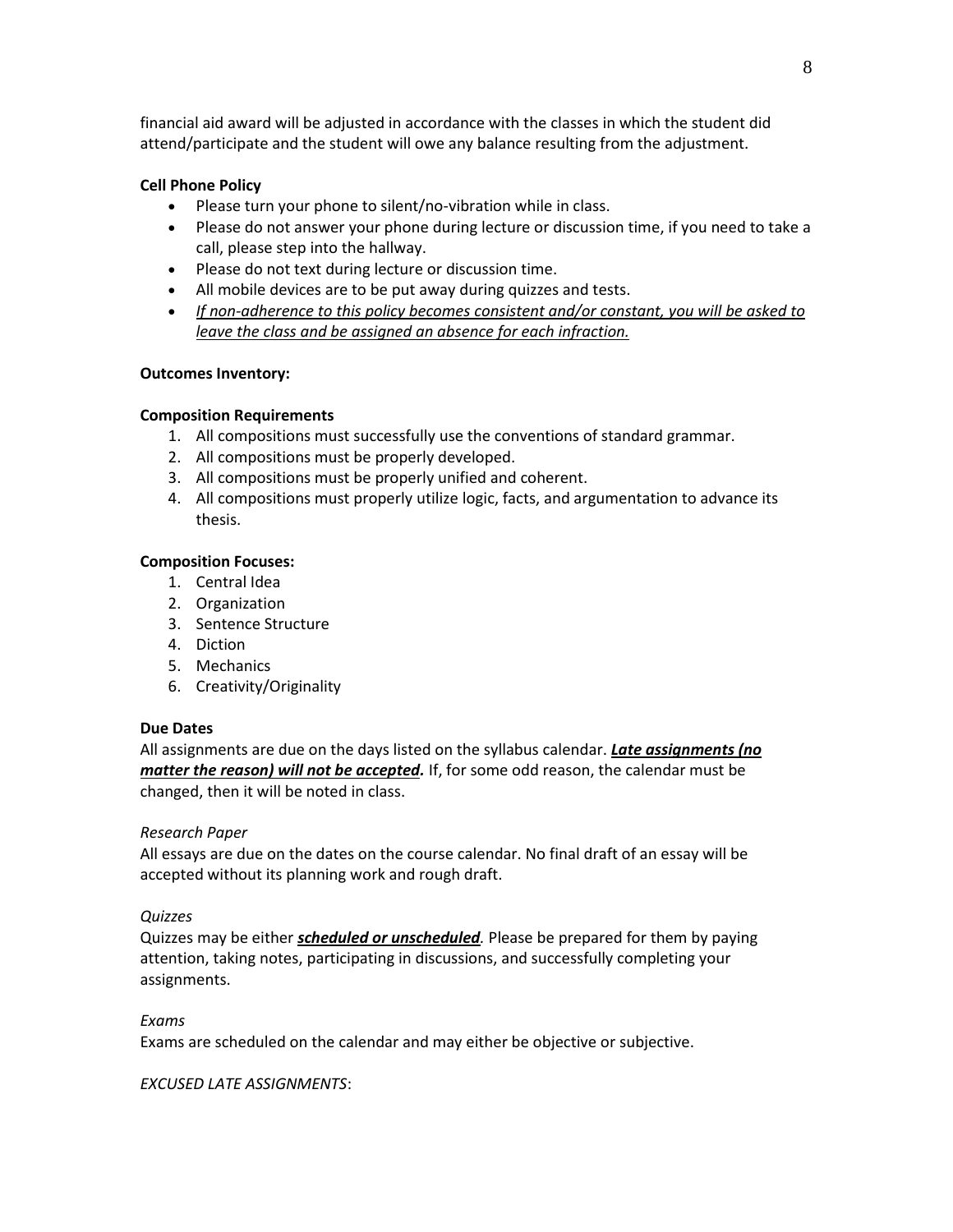financial aid award will be adjusted in accordance with the classes in which the student did attend/participate and the student will owe any balance resulting from the adjustment.

**Cell Phone Policy**

- Please turn your phone to silent/no-vibration while in class.
- Please do not answer your phone during lecture or discussion time, if you need to take a call, please step into the hallway.
- Please do not text during lecture or discussion time.
- All mobile devices are to be put away during quizzes and tests.
- <u>*If non-adherence to this policy becomes consistent and/or constant, you will be asked to leave the class and be assigned an absence for each infraction.*</u>

**Outcomes Inventory:**

**Composition Requirements**

1. All compositions must successfully use the conventions of standard grammar.
2. All compositions must be properly developed.
3. All compositions must be properly unified and coherent.
4. All compositions must properly utilize logic, facts, and argumentation to advance its thesis.

**Composition Focuses:**

1. Central Idea
2. Organization
3. Sentence Structure
4. Diction
5. Mechanics
6. Creativity/Originality

**Due Dates**

All assignments are due on the days listed on the syllabus calendar. <u>***Late assignments (no matter the reason) will not be accepted.***</u> If, for some odd reason, the calendar must be changed, then it will be noted in class.

*Research Paper*

All essays are due on the dates on the course calendar. No final draft of an essay will be accepted without its planning work and rough draft.

*Quizzes*

Quizzes may be either <u>***scheduled or unscheduled***</u>*.* Please be prepared for them by paying attention, taking notes, participating in discussions, and successfully completing your assignments.

*Exams*

Exams are scheduled on the calendar and may either be objective or subjective.

*EXCUSED LATE ASSIGNMENTS*: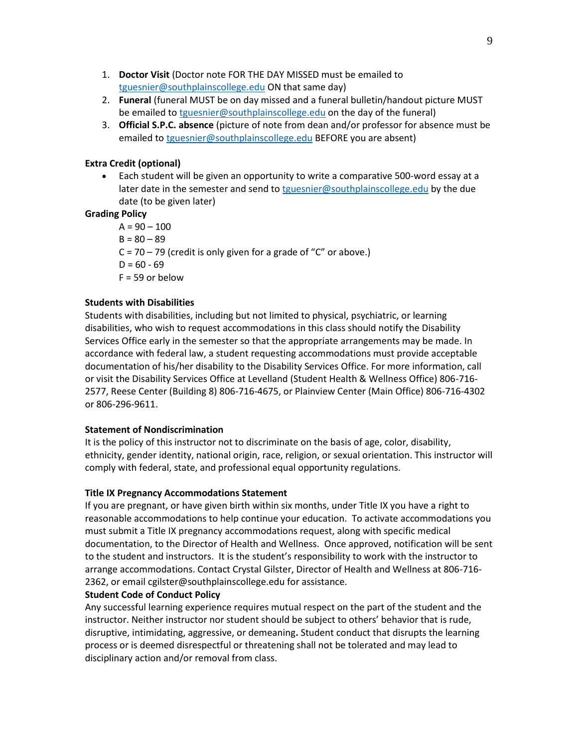1. **Doctor Visit** (Doctor note FOR THE DAY MISSED must be emailed to tguesnier@southplainscollege.edu ON that same day)
2. **Funeral** (funeral MUST be on day missed and a funeral bulletin/handout picture MUST be emailed to tguesnier@southplainscollege.edu on the day of the funeral)
3. **Official S.P.C. absence** (picture of note from dean and/or professor for absence must be emailed to tguesnier@southplainscollege.edu BEFORE you are absent)

**Extra Credit (optional)**

- Each student will be given an opportunity to write a comparative 500-word essay at a later date in the semester and send to tguesnier@southplainscollege.edu by the due date (to be given later)

**Grading Policy**

A = 90 – 100
B = 80 – 89
C = 70 – 79 (credit is only given for a grade of "C" or above.)
D = 60 - 69
F = 59 or below

**Students with Disabilities**

Students with disabilities, including but not limited to physical, psychiatric, or learning disabilities, who wish to request accommodations in this class should notify the Disability Services Office early in the semester so that the appropriate arrangements may be made. In accordance with federal law, a student requesting accommodations must provide acceptable documentation of his/her disability to the Disability Services Office. For more information, call or visit the Disability Services Office at Levelland (Student Health & Wellness Office) 806-716-2577, Reese Center (Building 8) 806-716-4675, or Plainview Center (Main Office) 806-716-4302 or 806-296-9611.

**Statement of Nondiscrimination**

It is the policy of this instructor not to discriminate on the basis of age, color, disability, ethnicity, gender identity, national origin, race, religion, or sexual orientation. This instructor will comply with federal, state, and professional equal opportunity regulations.

**Title IX Pregnancy Accommodations Statement**

If you are pregnant, or have given birth within six months, under Title IX you have a right to reasonable accommodations to help continue your education. To activate accommodations you must submit a Title IX pregnancy accommodations request, along with specific medical documentation, to the Director of Health and Wellness. Once approved, notification will be sent to the student and instructors. It is the student's responsibility to work with the instructor to arrange accommodations. Contact Crystal Gilster, Director of Health and Wellness at 806-716-2362, or email cgilster@southplainscollege.edu for assistance.

**Student Code of Conduct Policy**

Any successful learning experience requires mutual respect on the part of the student and the instructor. Neither instructor nor student should be subject to others' behavior that is rude, disruptive, intimidating, aggressive, or demeaning**.** Student conduct that disrupts the learning process or is deemed disrespectful or threatening shall not be tolerated and may lead to disciplinary action and/or removal from class.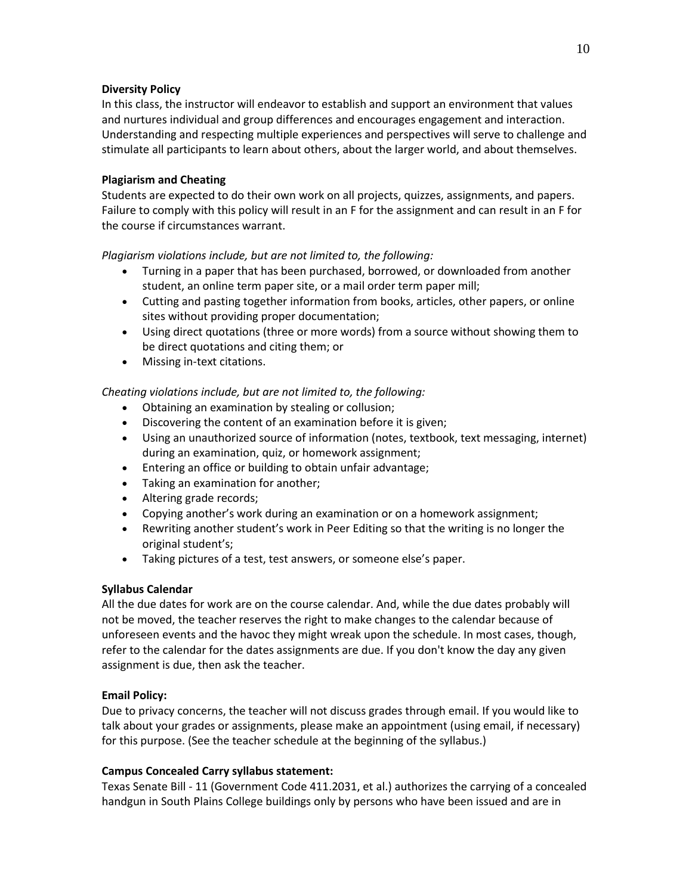**Diversity Policy**

In this class, the instructor will endeavor to establish and support an environment that values and nurtures individual and group differences and encourages engagement and interaction. Understanding and respecting multiple experiences and perspectives will serve to challenge and stimulate all participants to learn about others, about the larger world, and about themselves.

**Plagiarism and Cheating**

Students are expected to do their own work on all projects, quizzes, assignments, and papers. Failure to comply with this policy will result in an F for the assignment and can result in an F for the course if circumstances warrant.

*Plagiarism violations include, but are not limited to, the following:*

- Turning in a paper that has been purchased, borrowed, or downloaded from another student, an online term paper site, or a mail order term paper mill;
- Cutting and pasting together information from books, articles, other papers, or online sites without providing proper documentation;
- Using direct quotations (three or more words) from a source without showing them to be direct quotations and citing them; or
- Missing in-text citations.

*Cheating violations include, but are not limited to, the following:*

- Obtaining an examination by stealing or collusion;
- Discovering the content of an examination before it is given;
- Using an unauthorized source of information (notes, textbook, text messaging, internet) during an examination, quiz, or homework assignment;
- Entering an office or building to obtain unfair advantage;
- Taking an examination for another;
- Altering grade records;
- Copying another's work during an examination or on a homework assignment;
- Rewriting another student's work in Peer Editing so that the writing is no longer the original student's;
- Taking pictures of a test, test answers, or someone else's paper.

**Syllabus Calendar**

All the due dates for work are on the course calendar. And, while the due dates probably will not be moved, the teacher reserves the right to make changes to the calendar because of unforeseen events and the havoc they might wreak upon the schedule. In most cases, though, refer to the calendar for the dates assignments are due. If you don't know the day any given assignment is due, then ask the teacher.

**Email Policy:**

Due to privacy concerns, the teacher will not discuss grades through email. If you would like to talk about your grades or assignments, please make an appointment (using email, if necessary) for this purpose. (See the teacher schedule at the beginning of the syllabus.)

**Campus Concealed Carry syllabus statement:**

Texas Senate Bill - 11 (Government Code 411.2031, et al.) authorizes the carrying of a concealed handgun in South Plains College buildings only by persons who have been issued and are in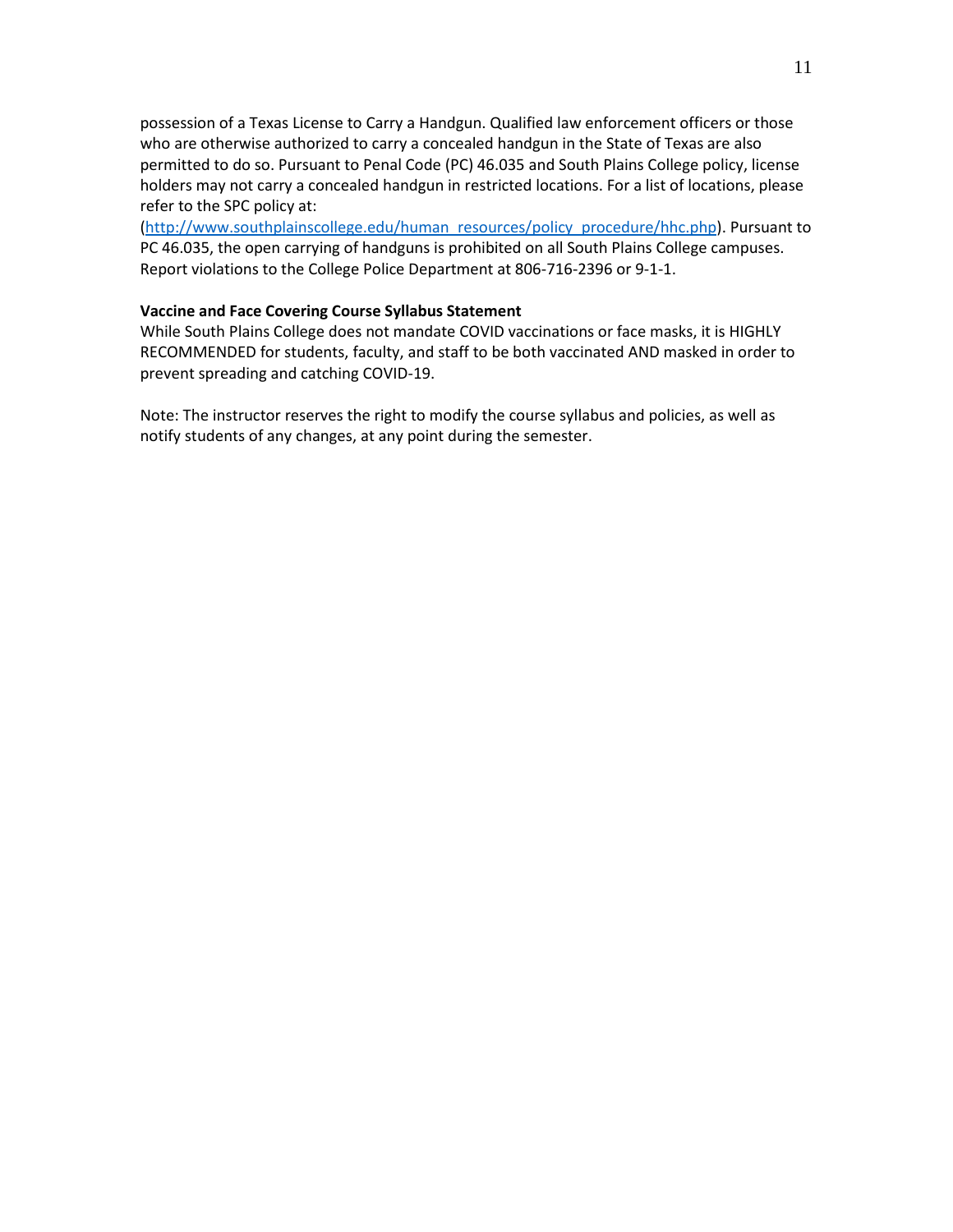possession of a Texas License to Carry a Handgun. Qualified law enforcement officers or those who are otherwise authorized to carry a concealed handgun in the State of Texas are also permitted to do so. Pursuant to Penal Code (PC) 46.035 and South Plains College policy, license holders may not carry a concealed handgun in restricted locations. For a list of locations, please refer to the SPC policy at:
(http://www.southplainscollege.edu/human_resources/policy_procedure/hhc.php). Pursuant to PC 46.035, the open carrying of handguns is prohibited on all South Plains College campuses. Report violations to the College Police Department at 806-716-2396 or 9-1-1.

**Vaccine and Face Covering Course Syllabus Statement**
While South Plains College does not mandate COVID vaccinations or face masks, it is HIGHLY RECOMMENDED for students, faculty, and staff to be both vaccinated AND masked in order to prevent spreading and catching COVID-19.

Note: The instructor reserves the right to modify the course syllabus and policies, as well as notify students of any changes, at any point during the semester.